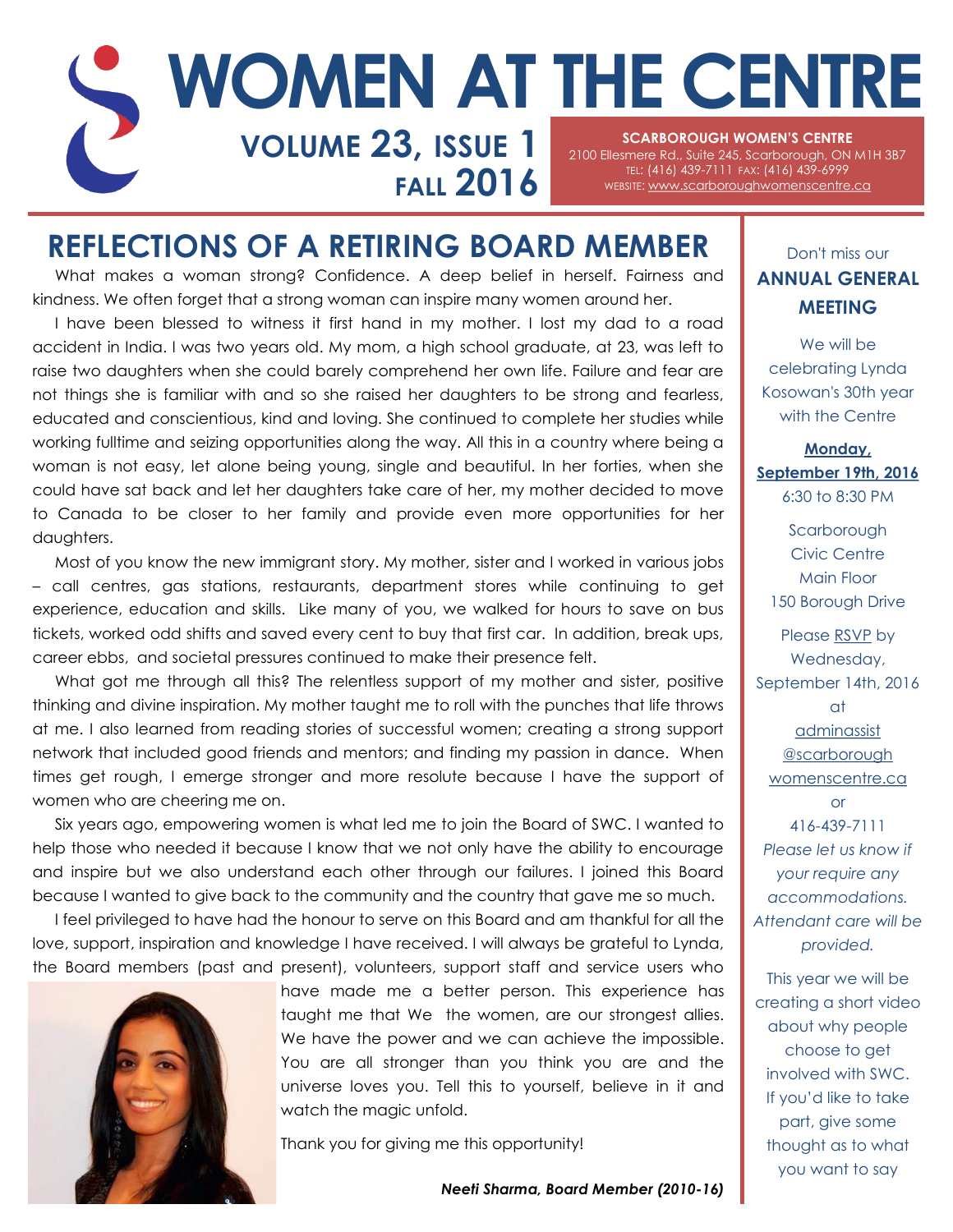# WOMEN AT THE CENTRE

**VOLUME 23, ISSUE 1**
**FALL 2016**

**SCARBOROUGH WOMEN'S CENTRE**
2100 Ellesmere Rd., Suite 245, Scarborough, ON M1H 3B7
TEL: (416) 439-7111 FAX: (416) 439-6999
WEBSITE: www.scarboroughwomenscentre.ca

## REFLECTIONS OF A RETIRING BOARD MEMBER

What makes a woman strong? Confidence. A deep belief in herself. Fairness and kindness. We often forget that a strong woman can inspire many women around her.

I have been blessed to witness it first hand in my mother. I lost my dad to a road accident in India. I was two years old. My mom, a high school graduate, at 23, was left to raise two daughters when she could barely comprehend her own life. Failure and fear are not things she is familiar with and so she raised her daughters to be strong and fearless, educated and conscientious, kind and loving. She continued to complete her studies while working fulltime and seizing opportunities along the way. All this in a country where being a woman is not easy, let alone being young, single and beautiful. In her forties, when she could have sat back and let her daughters take care of her, my mother decided to move to Canada to be closer to her family and provide even more opportunities for her daughters.

Most of you know the new immigrant story. My mother, sister and I worked in various jobs – call centres, gas stations, restaurants, department stores while continuing to get experience, education and skills. Like many of you, we walked for hours to save on bus tickets, worked odd shifts and saved every cent to buy that first car. In addition, break ups, career ebbs, and societal pressures continued to make their presence felt.

What got me through all this? The relentless support of my mother and sister, positive thinking and divine inspiration. My mother taught me to roll with the punches that life throws at me. I also learned from reading stories of successful women; creating a strong support network that included good friends and mentors; and finding my passion in dance. When times get rough, I emerge stronger and more resolute because I have the support of women who are cheering me on.

Six years ago, empowering women is what led me to join the Board of SWC. I wanted to help those who needed it because I know that we not only have the ability to encourage and inspire but we also understand each other through our failures. I joined this Board because I wanted to give back to the community and the country that gave me so much.

I feel privileged to have had the honour to serve on this Board and am thankful for all the love, support, inspiration and knowledge I have received. I will always be grateful to Lynda, the Board members (past and present), volunteers, support staff and service users who have made me a better person. This experience has taught me that We the women, are our strongest allies. We have the power and we can achieve the impossible. You are all stronger than you think you are and the universe loves you. Tell this to yourself, believe in it and watch the magic unfold.

Thank you for giving me this opportunity!

***Neeti Sharma, Board Member (2010-16)***

---

Don't miss our

**ANNUAL GENERAL MEETING**

We will be celebrating Lynda Kosowan's 30th year with the Centre

**Monday, September 19th, 2016**
6:30 to 8:30 PM

Scarborough Civic Centre
Main Floor
150 Borough Drive

Please RSVP by Wednesday, September 14th, 2016 at adminassist@scarboroughwomenscentre.ca or 416-439-7111

*Please let us know if your require any accommodations. Attendant care will be provided.*

This year we will be creating a short video about why people choose to get involved with SWC. If you'd like to take part, give some thought as to what you want to say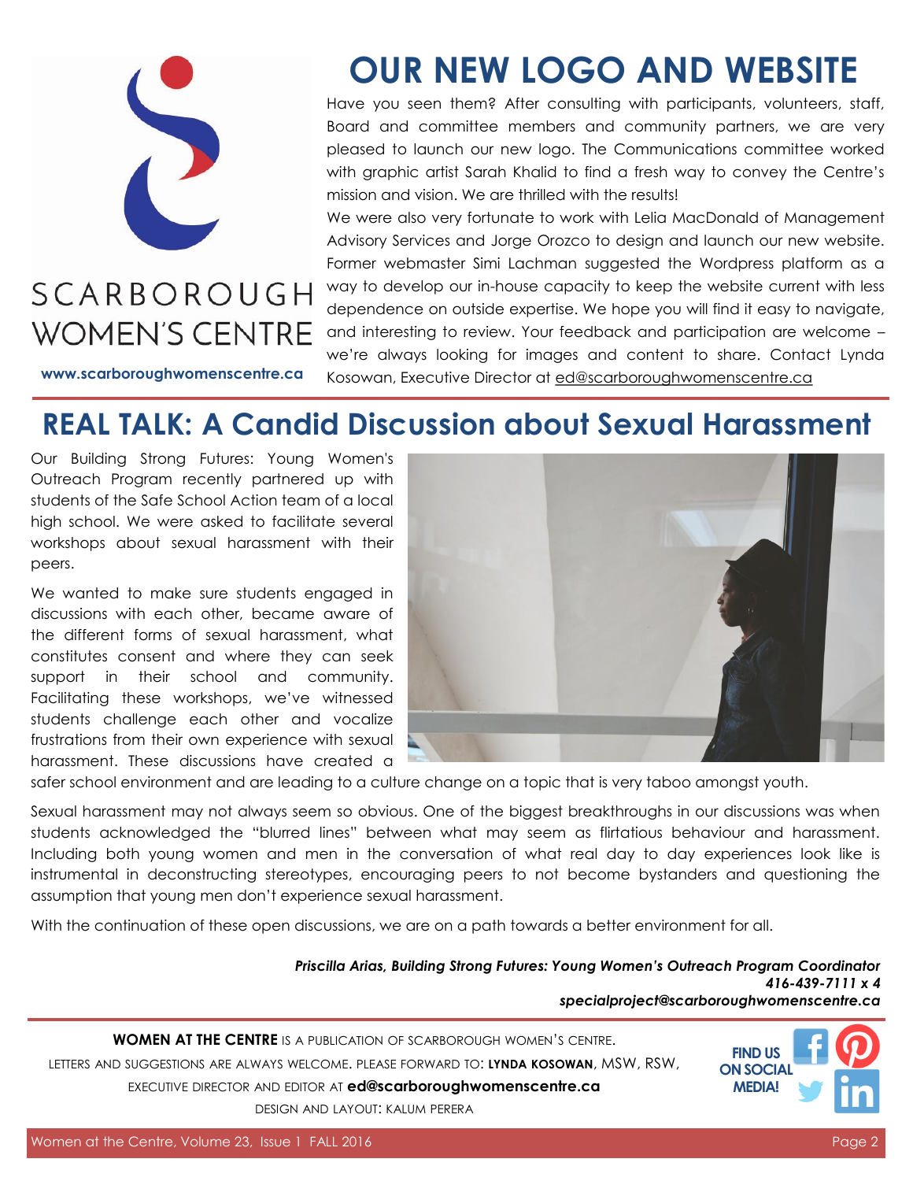SCARBOROUGH WOMEN'S CENTRE

**www.scarboroughwomenscentre.ca**

# OUR NEW LOGO AND WEBSITE

Have you seen them? After consulting with participants, volunteers, staff, Board and committee members and community partners, we are very pleased to launch our new logo. The Communications committee worked with graphic artist Sarah Khalid to find a fresh way to convey the Centre's mission and vision. We are thrilled with the results!

We were also very fortunate to work with Lelia MacDonald of Management Advisory Services and Jorge Orozco to design and launch our new website. Former webmaster Simi Lachman suggested the Wordpress platform as a way to develop our in-house capacity to keep the website current with less dependence on outside expertise. We hope you will find it easy to navigate, and interesting to review. Your feedback and participation are welcome – we're always looking for images and content to share. Contact Lynda Kosowan, Executive Director at ed@scarboroughwomenscentre.ca

# REAL TALK: A Candid Discussion about Sexual Harassment

Our Building Strong Futures: Young Women's Outreach Program recently partnered up with students of the Safe School Action team of a local high school. We were asked to facilitate several workshops about sexual harassment with their peers.

We wanted to make sure students engaged in discussions with each other, became aware of the different forms of sexual harassment, what constitutes consent and where they can seek support in their school and community. Facilitating these workshops, we've witnessed students challenge each other and vocalize frustrations from their own experience with sexual harassment. These discussions have created a safer school environment and are leading to a culture change on a topic that is very taboo amongst youth.

Sexual harassment may not always seem so obvious. One of the biggest breakthroughs in our discussions was when students acknowledged the "blurred lines" between what may seem as flirtatious behaviour and harassment. Including both young women and men in the conversation of what real day to day experiences look like is instrumental in deconstructing stereotypes, encouraging peers to not become bystanders and questioning the assumption that young men don't experience sexual harassment.

With the continuation of these open discussions, we are on a path towards a better environment for all.

***Priscilla Arias, Building Strong Futures: Young Women's Outreach Program Coordinator***
***416-439-7111 x 4***
***specialproject@scarboroughwomenscentre.ca***

**WOMEN AT THE CENTRE** IS A PUBLICATION OF SCARBOROUGH WOMEN'S CENTRE.
LETTERS AND SUGGESTIONS ARE ALWAYS WELCOME. PLEASE FORWARD TO: **LYNDA KOSOWAN**, MSW, RSW,
EXECUTIVE DIRECTOR AND EDITOR AT **ed@scarboroughwomenscentre.ca**
DESIGN AND LAYOUT: KALUM PERERA

**FIND US ON SOCIAL MEDIA!**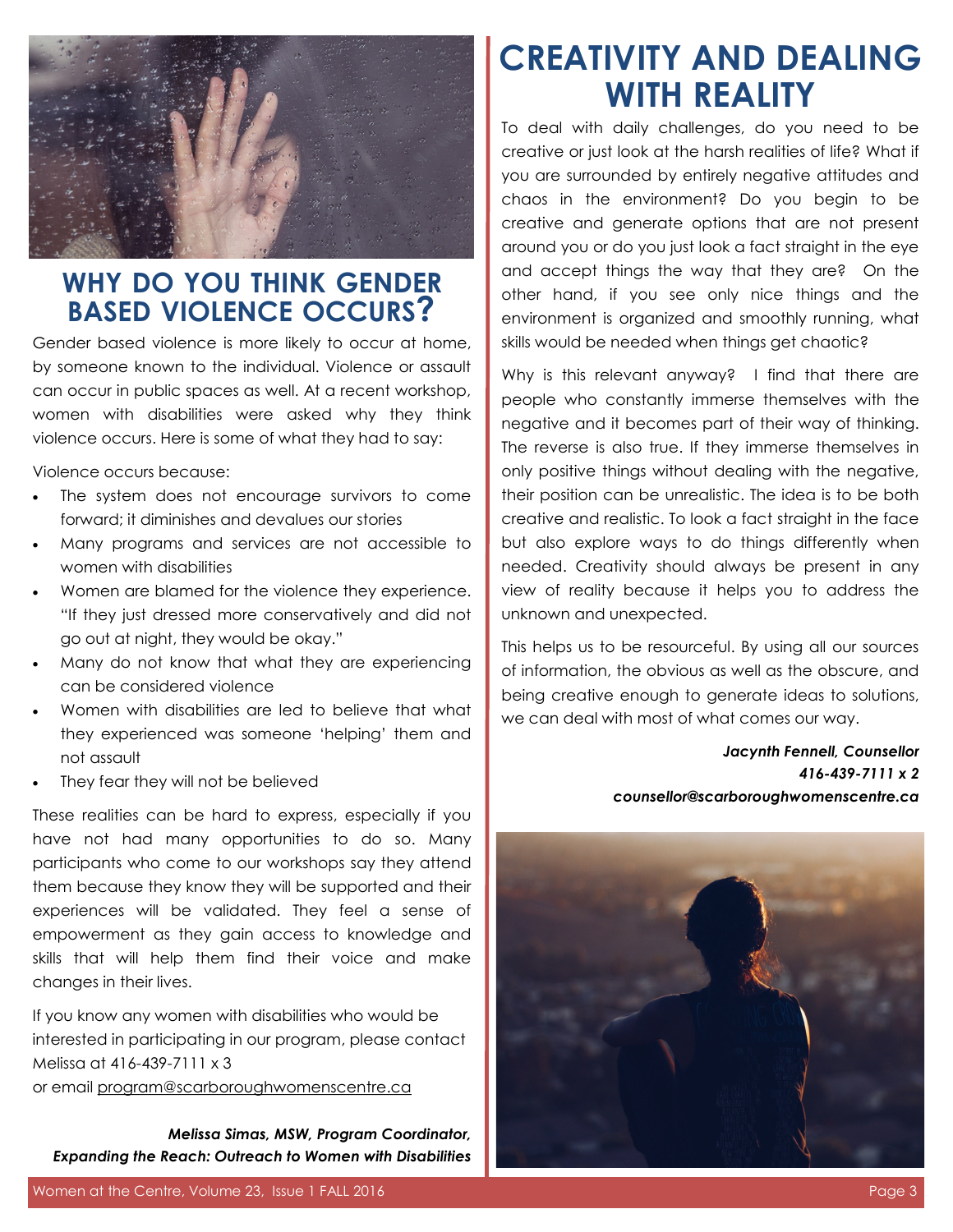## WHY DO YOU THINK GENDER BASED VIOLENCE OCCURS?

Gender based violence is more likely to occur at home, by someone known to the individual. Violence or assault can occur in public spaces as well. At a recent workshop, women with disabilities were asked why they think violence occurs. Here is some of what they had to say:

Violence occurs because:

- The system does not encourage survivors to come forward; it diminishes and devalues our stories
- Many programs and services are not accessible to women with disabilities
- Women are blamed for the violence they experience. "If they just dressed more conservatively and did not go out at night, they would be okay."
- Many do not know that what they are experiencing can be considered violence
- Women with disabilities are led to believe that what they experienced was someone 'helping' them and not assault
- They fear they will not be believed

These realities can be hard to express, especially if you have not had many opportunities to do so. Many participants who come to our workshops say they attend them because they know they will be supported and their experiences will be validated. They feel a sense of empowerment as they gain access to knowledge and skills that will help them find their voice and make changes in their lives.

If you know any women with disabilities who would be interested in participating in our program, please contact Melissa at 416-439-7111 x 3
or email program@scarboroughwomenscentre.ca

***Melissa Simas, MSW, Program Coordinator,***
***Expanding the Reach: Outreach to Women with Disabilities***

## CREATIVITY AND DEALING WITH REALITY

To deal with daily challenges, do you need to be creative or just look at the harsh realities of life? What if you are surrounded by entirely negative attitudes and chaos in the environment? Do you begin to be creative and generate options that are not present around you or do you just look a fact straight in the eye and accept things the way that they are? On the other hand, if you see only nice things and the environment is organized and smoothly running, what skills would be needed when things get chaotic?

Why is this relevant anyway? I find that there are people who constantly immerse themselves with the negative and it becomes part of their way of thinking. The reverse is also true. If they immerse themselves in only positive things without dealing with the negative, their position can be unrealistic. The idea is to be both creative and realistic. To look a fact straight in the face but also explore ways to do things differently when needed. Creativity should always be present in any view of reality because it helps you to address the unknown and unexpected.

This helps us to be resourceful. By using all our sources of information, the obvious as well as the obscure, and being creative enough to generate ideas to solutions, we can deal with most of what comes our way.

***Jacynth Fennell, Counsellor***
***416-439-7111 x 2***
***counsellor@scarboroughwomenscentre.ca***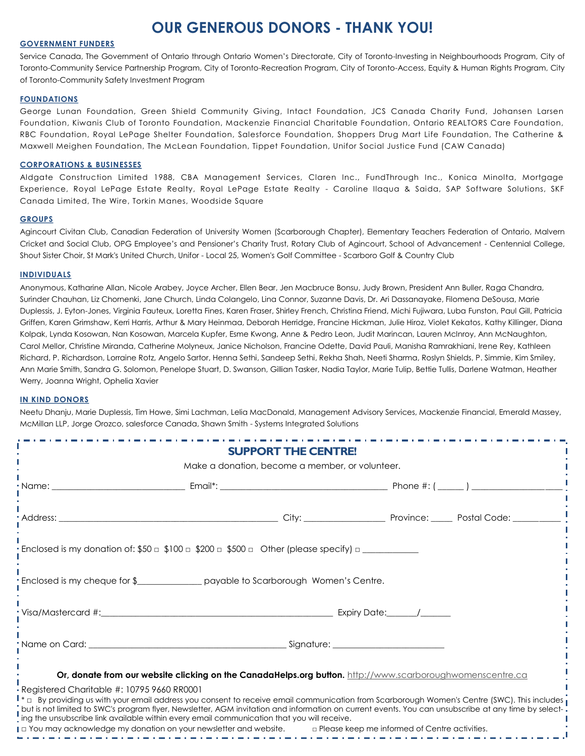# OUR GENEROUS DONORS - THANK YOU!

## GOVERNMENT FUNDERS

Service Canada, The Government of Ontario through Ontario Women's Directorate, City of Toronto-Investing in Neighbourhoods Program, City of Toronto-Community Service Partnership Program, City of Toronto-Recreation Program, City of Toronto-Access, Equity & Human Rights Program, City of Toronto-Community Safety Investment Program

## FOUNDATIONS

George Lunan Foundation, Green Shield Community Giving, Intact Foundation, JCS Canada Charity Fund, Johansen Larsen Foundation, Kiwanis Club of Toronto Foundation, Mackenzie Financial Charitable Foundation, Ontario REALTORS Care Foundation, RBC Foundation, Royal LePage Shelter Foundation, Salesforce Foundation, Shoppers Drug Mart Life Foundation, The Catherine & Maxwell Meighen Foundation, The McLean Foundation, Tippet Foundation, Unifor Social Justice Fund (CAW Canada)

## CORPORATIONS & BUSINESSES

Aldgate Construction Limited 1988, CBA Management Services, Claren Inc., FundThrough Inc., Konica Minolta, Mortgage Experience, Royal LePage Estate Realty, Royal LePage Estate Realty - Caroline Ilaqua & Saida, SAP Software Solutions, SKF Canada Limited, The Wire, Torkin Manes, Woodside Square

## GROUPS

Agincourt Civitan Club, Canadian Federation of University Women (Scarborough Chapter), Elementary Teachers Federation of Ontario, Malvern Cricket and Social Club, OPG Employee's and Pensioner's Charity Trust, Rotary Club of Agincourt, School of Advancement - Centennial College, Shout Sister Choir, St Mark's United Church, Unifor - Local 25, Women's Golf Committee - Scarboro Golf & Country Club

## INDIVIDUALS

Anonymous, Katharine Allan, Nicole Arabey, Joyce Archer, Ellen Bear, Jen Macbruce Bonsu, Judy Brown, President Ann Buller, Raga Chandra, Surinder Chauhan, Liz Chornenki, Jane Church, Linda Colangelo, Lina Connor, Suzanne Davis, Dr. Ari Dassanayake, Filomena DeSousa, Marie Duplessis, J. Eyton-Jones, Virginia Fauteux, Loretta Fines, Karen Fraser, Shirley French, Christina Friend, Michi Fujiwara, Luba Funston, Paul Gill, Patricia Griffen, Karen Grimshaw, Kerri Harris, Arthur & Mary Heinmaa, Deborah Herridge, Francine Hickman, Julie Hiroz, Violet Kekatos, Kathy Killinger, Diana Kolpak, Lynda Kosowan, Nan Kosowan, Marcela Kupfer, Esme Kwong, Anne & Pedro Leon, Judit Marincan, Lauren McInroy, Ann McNaughton, Carol Mellor, Christine Miranda, Catherine Molyneux, Janice Nicholson, Francine Odette, David Pauli, Manisha Ramrakhiani, Irene Rey, Kathleen Richard, P. Richardson, Lorraine Rotz, Angelo Sartor, Henna Sethi, Sandeep Sethi, Rekha Shah, Neeti Sharma, Roslyn Shields, P. Simmie, Kim Smiley, Ann Marie Smith, Sandra G. Solomon, Penelope Stuart, D. Swanson, Gillian Tasker, Nadia Taylor, Marie Tulip, Bettie Tullis, Darlene Watman, Heather Werry, Joanna Wright, Ophelia Xavier

## IN KIND DONORS

Neetu Dhanju, Marie Duplessis, Tim Howe, Simi Lachman, Lelia MacDonald, Management Advisory Services, Mackenzie Financial, Emerald Massey, McMillan LLP, Jorge Orozco, salesforce Canada, Shawn Smith - Systems Integrated Solutions

## SUPPORT THE CENTRE!

Make a donation, become a member, or volunteer.

Name: ____________________ Email*: ____________________ Phone #: ( _____ ) ____________________

Address: ____________________ City: ____________________ Province: _____ Postal Code: __________

Enclosed is my donation of: $50 □ $100 □ $200 □ $500 □ Other (please specify) □ ____________

Enclosed is my cheque for $______________ payable to Scarborough Women's Centre.

Visa/Mastercard #: ____________________ Expiry Date:_______/_______

Name on Card: ____________________ Signature: ____________________

**Or, donate from our website clicking on the CanadaHelps.org button.** http://www.scarboroughwomenscentre.ca

Registered Charitable #: 10795 9660 RR0001

* □ By providing us with your email address you consent to receive email communication from Scarborough Women's Centre (SWC). This includes but is not limited to SWC's program flyer, Newsletter, AGM invitation and information on current events. You can unsubscribe at any time by selecting the unsubscribe link available within every email communication that you will receive.

□ You may acknowledge my donation on your newsletter and website. □ Please keep me informed of Centre activities.